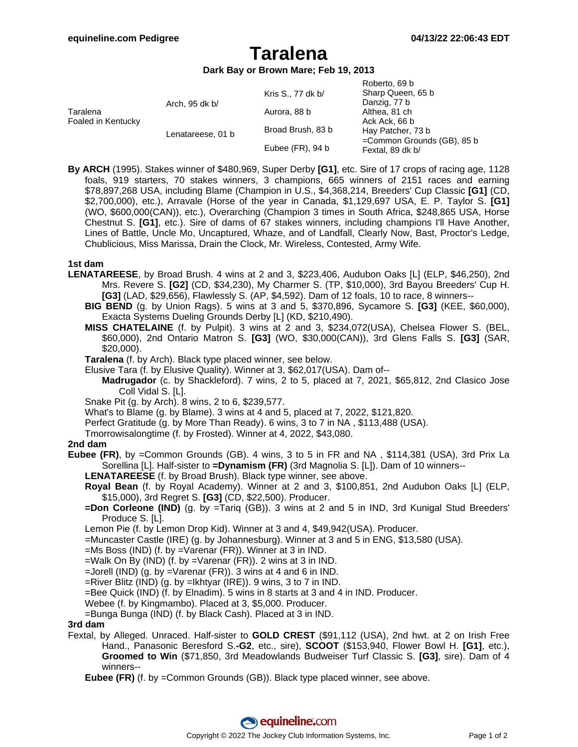# Taralena

**Dark Bay or Brown Mare; Feb 19, 2013**

| | | | |
|---|---|---|---|
| Taralena<br>Foaled in Kentucky | Arch, 95 dk b/ | Kris S., 77 dk b/ | Roberto, 69 b |
| | | | Sharp Queen, 65 b |
| | | Aurora, 88 b | Danzig, 77 b |
| | | | Althea, 81 ch |
| | Lenatareese, 01 b | Broad Brush, 83 b | Ack Ack, 66 b |
| | | | Hay Patcher, 73 b |
| | | Eubee (FR), 94 b | =Common Grounds (GB), 85 b |
| | | | Fextal, 89 dk b/ |

**By ARCH** (1995). Stakes winner of $480,969, Super Derby **[G1]**, etc. Sire of 17 crops of racing age, 1128 foals, 919 starters, 70 stakes winners, 3 champions, 665 winners of 2151 races and earning $78,897,268 USA, including Blame (Champion in U.S., $4,368,214, Breeders' Cup Classic **[G1]** (CD, $2,700,000), etc.), Arravale (Horse of the year in Canada, $1,129,697 USA, E. P. Taylor S. **[G1]** (WO, $600,000(CAN)), etc.), Overarching (Champion 3 times in South Africa, $248,865 USA, Horse Chestnut S. **[G1]**, etc.). Sire of dams of 67 stakes winners, including champions I'll Have Another, Lines of Battle, Uncle Mo, Uncaptured, Whaze, and of Landfall, Clearly Now, Bast, Proctor's Ledge, Chublicious, Miss Marissa, Drain the Clock, Mr. Wireless, Contested, Army Wife.

### 1st dam

**LENATAREESE**, by Broad Brush. 4 wins at 2 and 3, $223,406, Audubon Oaks [L] (ELP, $46,250), 2nd Mrs. Revere S. **[G2]** (CD, $34,230), My Charmer S. (TP, $10,000), 3rd Bayou Breeders' Cup H. **[G3]** (LAD, $29,656), Flawlessly S. (AP, $4,592). Dam of 12 foals, 10 to race, 8 winners--

- **BIG BEND** (g. by Union Rags). 5 wins at 3 and 5, $370,896, Sycamore S. **[G3]** (KEE, $60,000), Exacta Systems Dueling Grounds Derby [L] (KD, $210,490).
- **MISS CHATELAINE** (f. by Pulpit). 3 wins at 2 and 3, $234,072(USA), Chelsea Flower S. (BEL, $60,000), 2nd Ontario Matron S. **[G3]** (WO, $30,000(CAN)), 3rd Glens Falls S. **[G3]** (SAR, $20,000).
- **Taralena** (f. by Arch). Black type placed winner, see below.
- Elusive Tara (f. by Elusive Quality). Winner at 3, $62,017(USA). Dam of--
  - **Madrugador** (c. by Shackleford). 7 wins, 2 to 5, placed at 7, 2021, $65,812, 2nd Clasico Jose Coll Vidal S. [L].
- Snake Pit (g. by Arch). 8 wins, 2 to 6, $239,577.
- What's to Blame (g. by Blame). 3 wins at 4 and 5, placed at 7, 2022, $121,820.
- Perfect Gratitude (g. by More Than Ready). 6 wins, 3 to 7 in NA , $113,488 (USA).
- Tmorrowisalongtime (f. by Frosted). Winner at 4, 2022, $43,080.

### 2nd dam

**Eubee (FR)**, by =Common Grounds (GB). 4 wins, 3 to 5 in FR and NA , $114,381 (USA), 3rd Prix La Sorellina [L]. Half-sister to **=Dynamism (FR)** (3rd Magnolia S. [L]). Dam of 10 winners--

- **LENATAREESE** (f. by Broad Brush). Black type winner, see above.
- **Royal Bean** (f. by Royal Academy). Winner at 2 and 3, $100,851, 2nd Audubon Oaks [L] (ELP, $15,000), 3rd Regret S. **[G3]** (CD, $22,500). Producer.
- **=Don Corleone (IND)** (g. by =Tariq (GB)). 3 wins at 2 and 5 in IND, 3rd Kunigal Stud Breeders' Produce S. [L].
- Lemon Pie (f. by Lemon Drop Kid). Winner at 3 and 4, $49,942(USA). Producer.
- =Muncaster Castle (IRE) (g. by Johannesburg). Winner at 3 and 5 in ENG, $13,580 (USA).
- =Ms Boss (IND) (f. by =Varenar (FR)). Winner at 3 in IND.
- =Walk On By (IND) (f. by =Varenar (FR)). 2 wins at 3 in IND.
- =Jorell (IND) (g. by =Varenar (FR)). 3 wins at 4 and 6 in IND.
- =River Blitz (IND) (g. by =Ikhtyar (IRE)). 9 wins, 3 to 7 in IND.
- =Bee Quick (IND) (f. by Elnadim). 5 wins in 8 starts at 3 and 4 in IND. Producer.
- Webee (f. by Kingmambo). Placed at 3, $5,000. Producer.
- =Bunga Bunga (IND) (f. by Black Cash). Placed at 3 in IND.

### 3rd dam

Fextal, by Alleged. Unraced. Half-sister to **GOLD CREST** ($91,112 (USA), 2nd hwt. at 2 on Irish Free Hand., Panasonic Beresford S.**-G2**, etc., sire), **SCOOT** ($153,940, Flower Bowl H. **[G1]**, etc.), **Groomed to Win** ($71,850, 3rd Meadowlands Budweiser Turf Classic S. **[G3]**, sire). Dam of 4 winners--

- **Eubee (FR)** (f. by =Common Grounds (GB)). Black type placed winner, see above.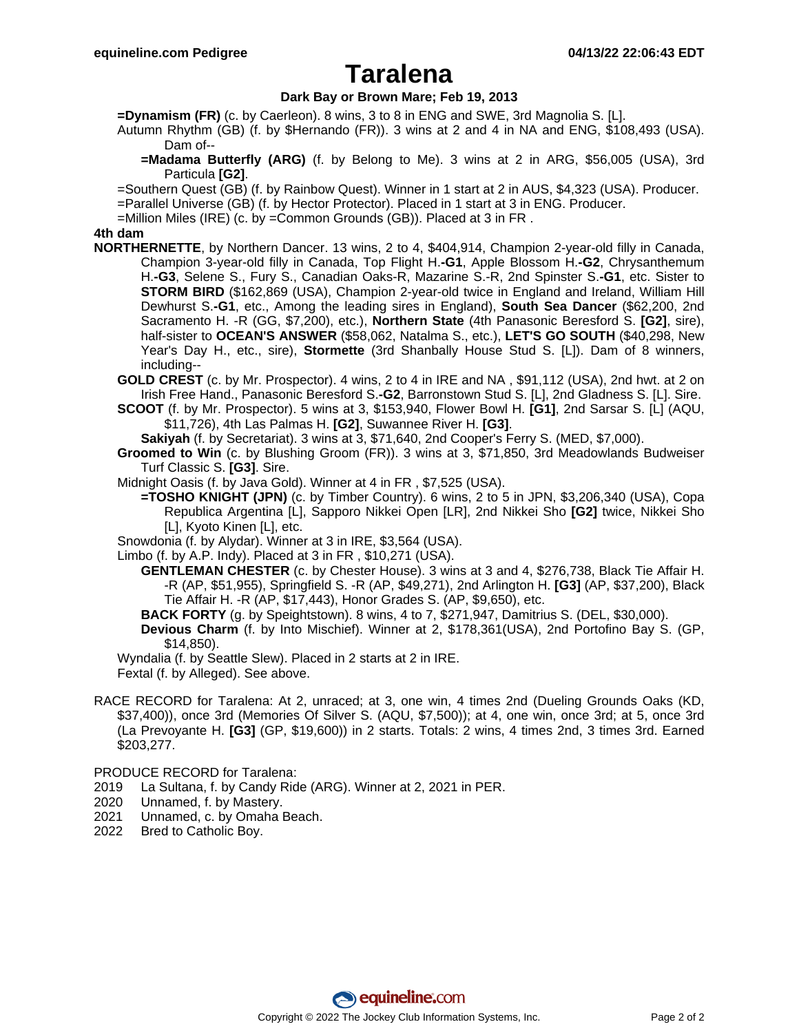# Taralena

**Dark Bay or Brown Mare; Feb 19, 2013**

**=Dynamism (FR)** (c. by Caerleon). 8 wins, 3 to 8 in ENG and SWE, 3rd Magnolia S. [L].

Autumn Rhythm (GB) (f. by $Hernando (FR)). 3 wins at 2 and 4 in NA and ENG, $108,493 (USA). Dam of--

**=Madama Butterfly (ARG)** (f. by Belong to Me). 3 wins at 2 in ARG, $56,005 (USA), 3rd Particula **[G2]**.

=Southern Quest (GB) (f. by Rainbow Quest). Winner in 1 start at 2 in AUS, $4,323 (USA). Producer.

=Parallel Universe (GB) (f. by Hector Protector). Placed in 1 start at 3 in ENG. Producer.

=Million Miles (IRE) (c. by =Common Grounds (GB)). Placed at 3 in FR .

**4th dam**

**NORTHERNETTE**, by Northern Dancer. 13 wins, 2 to 4, $404,914, Champion 2-year-old filly in Canada, Champion 3-year-old filly in Canada, Top Flight H.**-G1**, Apple Blossom H.**-G2**, Chrysanthemum H.**-G3**, Selene S., Fury S., Canadian Oaks-R, Mazarine S.-R, 2nd Spinster S.**-G1**, etc. Sister to **STORM BIRD** ($162,869 (USA), Champion 2-year-old twice in England and Ireland, William Hill Dewhurst S.**-G1**, etc., Among the leading sires in England), **South Sea Dancer** ($62,200, 2nd Sacramento H. -R (GG, $7,200), etc.), **Northern State** (4th Panasonic Beresford S. **[G2]**, sire), half-sister to **OCEAN'S ANSWER** ($58,062, Natalma S., etc.), **LET'S GO SOUTH** ($40,298, New Year's Day H., etc., sire), **Stormette** (3rd Shanbally House Stud S. [L]). Dam of 8 winners, including--

**GOLD CREST** (c. by Mr. Prospector). 4 wins, 2 to 4 in IRE and NA , $91,112 (USA), 2nd hwt. at 2 on Irish Free Hand., Panasonic Beresford S.**-G2**, Barronstown Stud S. [L], 2nd Gladness S. [L]. Sire.

**SCOOT** (f. by Mr. Prospector). 5 wins at 3, $153,940, Flower Bowl H. **[G1]**, 2nd Sarsar S. [L] (AQU, $11,726), 4th Las Palmas H. **[G2]**, Suwannee River H. **[G3]**.

**Sakiyah** (f. by Secretariat). 3 wins at 3, $71,640, 2nd Cooper's Ferry S. (MED, $7,000).

**Groomed to Win** (c. by Blushing Groom (FR)). 3 wins at 3, $71,850, 3rd Meadowlands Budweiser Turf Classic S. **[G3]**. Sire.

Midnight Oasis (f. by Java Gold). Winner at 4 in FR , $7,525 (USA).

**=TOSHO KNIGHT (JPN)** (c. by Timber Country). 6 wins, 2 to 5 in JPN, $3,206,340 (USA), Copa Republica Argentina [L], Sapporo Nikkei Open [LR], 2nd Nikkei Sho **[G2]** twice, Nikkei Sho [L], Kyoto Kinen [L], etc.

Snowdonia (f. by Alydar). Winner at 3 in IRE, $3,564 (USA).

Limbo (f. by A.P. Indy). Placed at 3 in FR , $10,271 (USA).

**GENTLEMAN CHESTER** (c. by Chester House). 3 wins at 3 and 4, $276,738, Black Tie Affair H. -R (AP, $51,955), Springfield S. -R (AP, $49,271), 2nd Arlington H. **[G3]** (AP, $37,200), Black Tie Affair H. -R (AP, $17,443), Honor Grades S. (AP, $9,650), etc.

**BACK FORTY** (g. by Speightstown). 8 wins, 4 to 7, $271,947, Damitrius S. (DEL, $30,000).

**Devious Charm** (f. by Into Mischief). Winner at 2, $178,361(USA), 2nd Portofino Bay S. (GP, $14,850).

Wyndalia (f. by Seattle Slew). Placed in 2 starts at 2 in IRE.

Fextal (f. by Alleged). See above.

RACE RECORD for Taralena: At 2, unraced; at 3, one win, 4 times 2nd (Dueling Grounds Oaks (KD, $37,400)), once 3rd (Memories Of Silver S. (AQU, $7,500)); at 4, one win, once 3rd; at 5, once 3rd (La Prevoyante H. **[G3]** (GP, $19,600)) in 2 starts. Totals: 2 wins, 4 times 2nd, 3 times 3rd. Earned $203,277.

PRODUCE RECORD for Taralena:

2019 La Sultana, f. by Candy Ride (ARG). Winner at 2, 2021 in PER.

2020 Unnamed, f. by Mastery.

2021 Unnamed, c. by Omaha Beach.

2022 Bred to Catholic Boy.